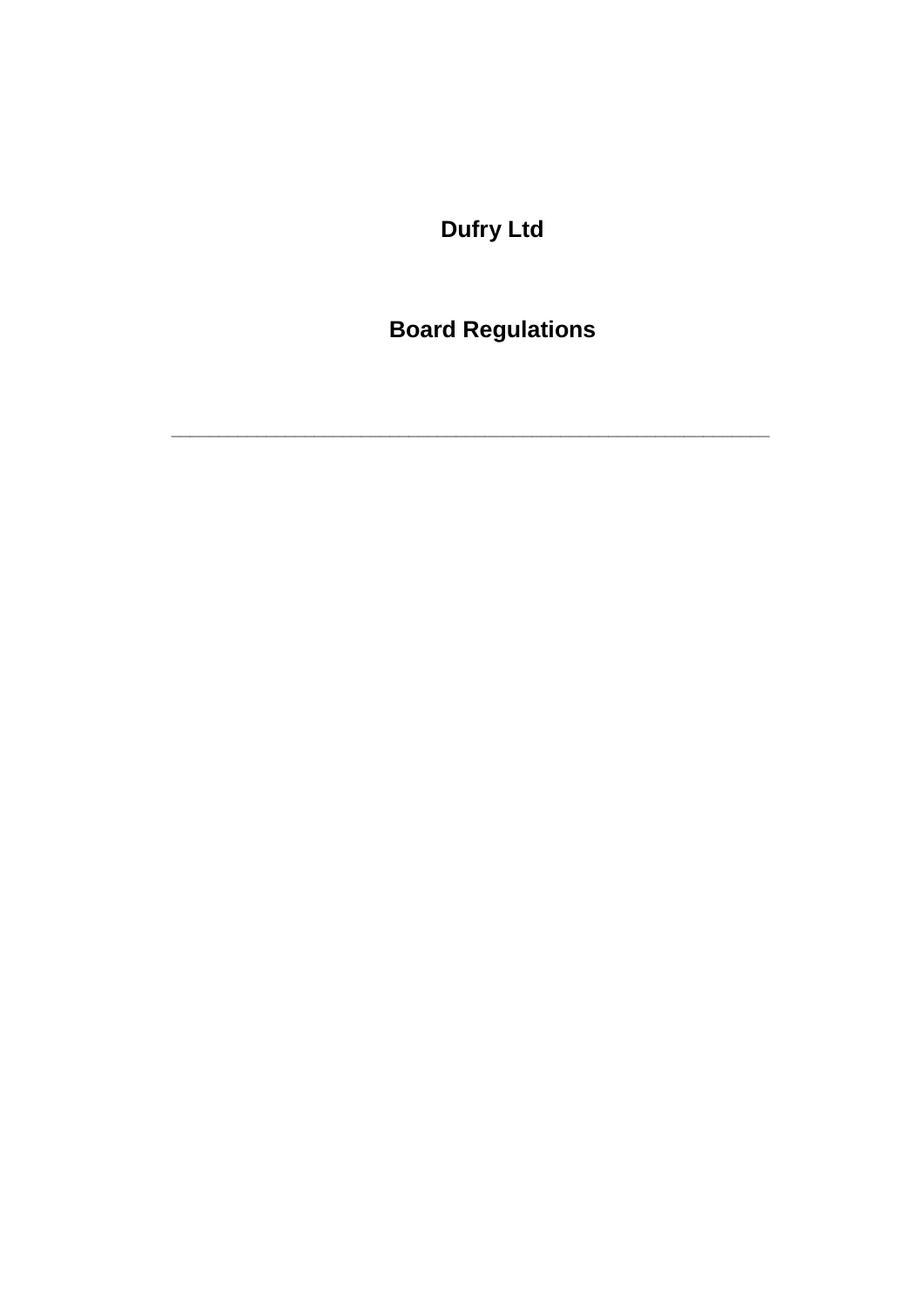# Dufry Ltd

# Board Regulations

---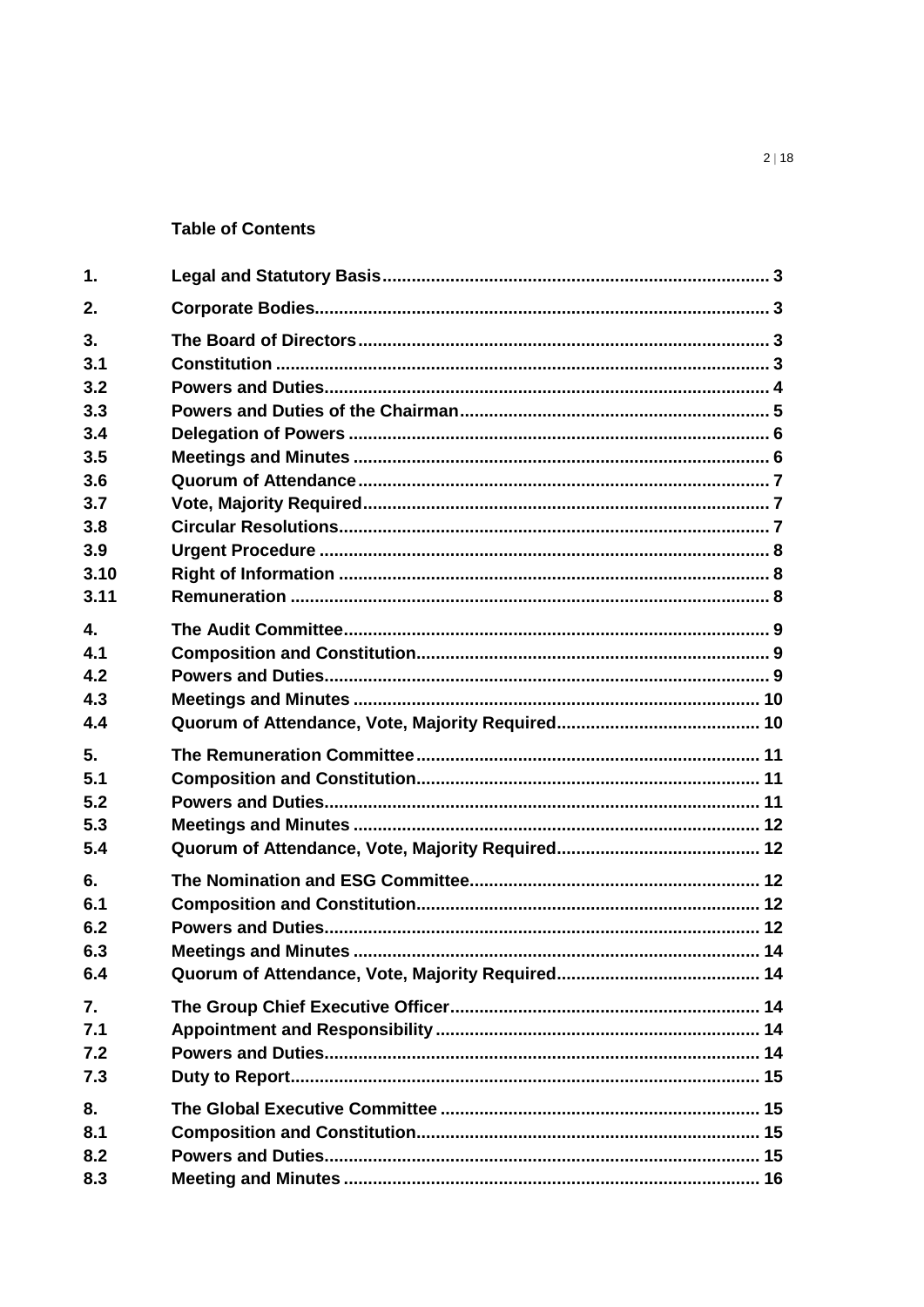**Table of Contents**

| | | |
|---|---|---|
| **1.** | **Legal and Statutory Basis** | **3** |
| **2.** | **Corporate Bodies** | **3** |
| **3.** | **The Board of Directors** | **3** |
| **3.1** | **Constitution** | **3** |
| **3.2** | **Powers and Duties** | **4** |
| **3.3** | **Powers and Duties of the Chairman** | **5** |
| **3.4** | **Delegation of Powers** | **6** |
| **3.5** | **Meetings and Minutes** | **6** |
| **3.6** | **Quorum of Attendance** | **7** |
| **3.7** | **Vote, Majority Required** | **7** |
| **3.8** | **Circular Resolutions** | **7** |
| **3.9** | **Urgent Procedure** | **8** |
| **3.10** | **Right of Information** | **8** |
| **3.11** | **Remuneration** | **8** |
| **4.** | **The Audit Committee** | **9** |
| **4.1** | **Composition and Constitution** | **9** |
| **4.2** | **Powers and Duties** | **9** |
| **4.3** | **Meetings and Minutes** | **10** |
| **4.4** | **Quorum of Attendance, Vote, Majority Required** | **10** |
| **5.** | **The Remuneration Committee** | **11** |
| **5.1** | **Composition and Constitution** | **11** |
| **5.2** | **Powers and Duties** | **11** |
| **5.3** | **Meetings and Minutes** | **12** |
| **5.4** | **Quorum of Attendance, Vote, Majority Required** | **12** |
| **6.** | **The Nomination and ESG Committee** | **12** |
| **6.1** | **Composition and Constitution** | **12** |
| **6.2** | **Powers and Duties** | **12** |
| **6.3** | **Meetings and Minutes** | **14** |
| **6.4** | **Quorum of Attendance, Vote, Majority Required** | **14** |
| **7.** | **The Group Chief Executive Officer** | **14** |
| **7.1** | **Appointment and Responsibility** | **14** |
| **7.2** | **Powers and Duties** | **14** |
| **7.3** | **Duty to Report** | **15** |
| **8.** | **The Global Executive Committee** | **15** |
| **8.1** | **Composition and Constitution** | **15** |
| **8.2** | **Powers and Duties** | **15** |
| **8.3** | **Meeting and Minutes** | **16** |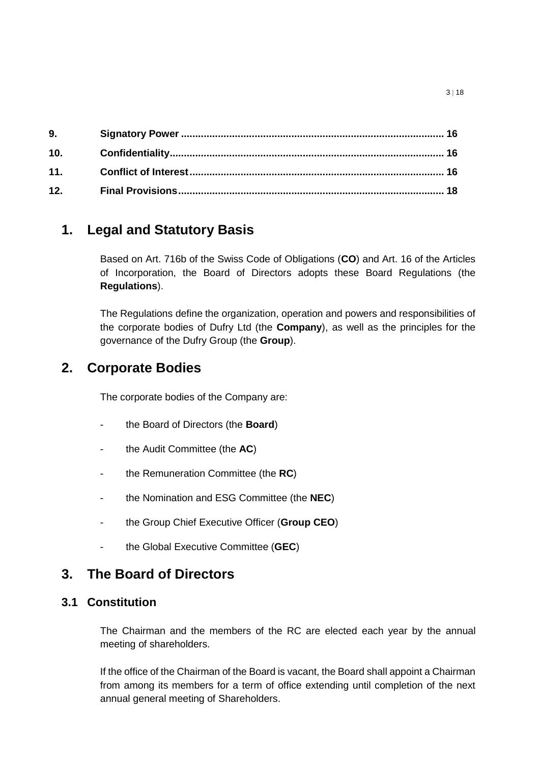| 9. | Signatory Power | 16 |
|---|---|---|
| 10. | Confidentiality | 16 |
| 11. | Conflict of Interest | 16 |
| 12. | Final Provisions | 18 |

# 1. Legal and Statutory Basis

Based on Art. 716b of the Swiss Code of Obligations (**CO**) and Art. 16 of the Articles of Incorporation, the Board of Directors adopts these Board Regulations (the **Regulations**).

The Regulations define the organization, operation and powers and responsibilities of the corporate bodies of Dufry Ltd (the **Company**), as well as the principles for the governance of the Dufry Group (the **Group**).

# 2. Corporate Bodies

The corporate bodies of the Company are:

- the Board of Directors (the **Board**)
- the Audit Committee (the **AC**)
- the Remuneration Committee (the **RC**)
- the Nomination and ESG Committee (the **NEC**)
- the Group Chief Executive Officer (**Group CEO**)
- the Global Executive Committee (**GEC**)

# 3. The Board of Directors

## 3.1 Constitution

The Chairman and the members of the RC are elected each year by the annual meeting of shareholders.

If the office of the Chairman of the Board is vacant, the Board shall appoint a Chairman from among its members for a term of office extending until completion of the next annual general meeting of Shareholders.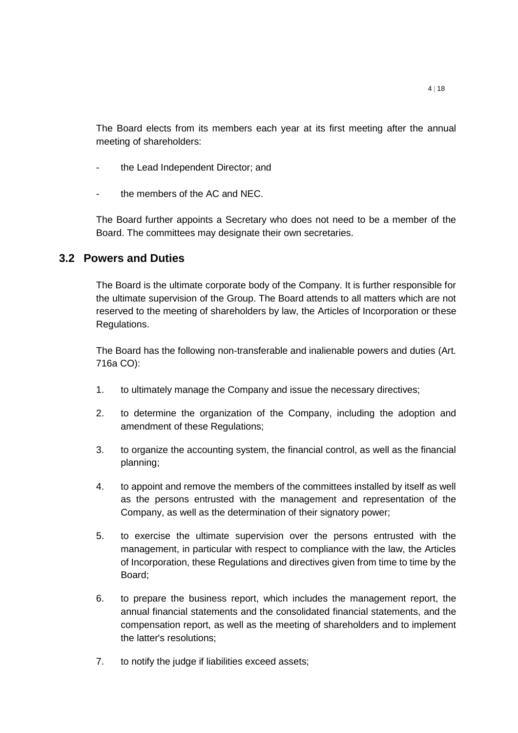The Board elects from its members each year at its first meeting after the annual meeting of shareholders:

- the Lead Independent Director; and
- the members of the AC and NEC.

The Board further appoints a Secretary who does not need to be a member of the Board. The committees may designate their own secretaries.

## 3.2 Powers and Duties

The Board is the ultimate corporate body of the Company. It is further responsible for the ultimate supervision of the Group. The Board attends to all matters which are not reserved to the meeting of shareholders by law, the Articles of Incorporation or these Regulations.

The Board has the following non-transferable and inalienable powers and duties (Art. 716a CO):

1. to ultimately manage the Company and issue the necessary directives;
2. to determine the organization of the Company, including the adoption and amendment of these Regulations;
3. to organize the accounting system, the financial control, as well as the financial planning;
4. to appoint and remove the members of the committees installed by itself as well as the persons entrusted with the management and representation of the Company, as well as the determination of their signatory power;
5. to exercise the ultimate supervision over the persons entrusted with the management, in particular with respect to compliance with the law, the Articles of Incorporation, these Regulations and directives given from time to time by the Board;
6. to prepare the business report, which includes the management report, the annual financial statements and the consolidated financial statements, and the compensation report, as well as the meeting of shareholders and to implement the latter's resolutions;
7. to notify the judge if liabilities exceed assets;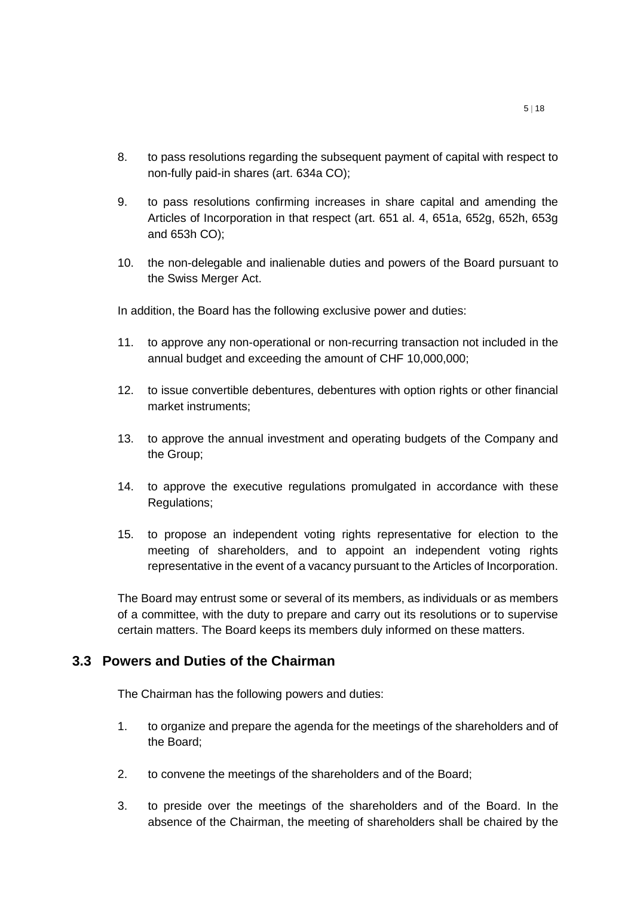8. to pass resolutions regarding the subsequent payment of capital with respect to non-fully paid-in shares (art. 634a CO);

9. to pass resolutions confirming increases in share capital and amending the Articles of Incorporation in that respect (art. 651 al. 4, 651a, 652g, 652h, 653g and 653h CO);

10. the non-delegable and inalienable duties and powers of the Board pursuant to the Swiss Merger Act.

In addition, the Board has the following exclusive power and duties:

11. to approve any non-operational or non-recurring transaction not included in the annual budget and exceeding the amount of CHF 10,000,000;

12. to issue convertible debentures, debentures with option rights or other financial market instruments;

13. to approve the annual investment and operating budgets of the Company and the Group;

14. to approve the executive regulations promulgated in accordance with these Regulations;

15. to propose an independent voting rights representative for election to the meeting of shareholders, and to appoint an independent voting rights representative in the event of a vacancy pursuant to the Articles of Incorporation.

The Board may entrust some or several of its members, as individuals or as members of a committee, with the duty to prepare and carry out its resolutions or to supervise certain matters. The Board keeps its members duly informed on these matters.

## 3.3 Powers and Duties of the Chairman

The Chairman has the following powers and duties:

1. to organize and prepare the agenda for the meetings of the shareholders and of the Board;

2. to convene the meetings of the shareholders and of the Board;

3. to preside over the meetings of the shareholders and of the Board. In the absence of the Chairman, the meeting of shareholders shall be chaired by the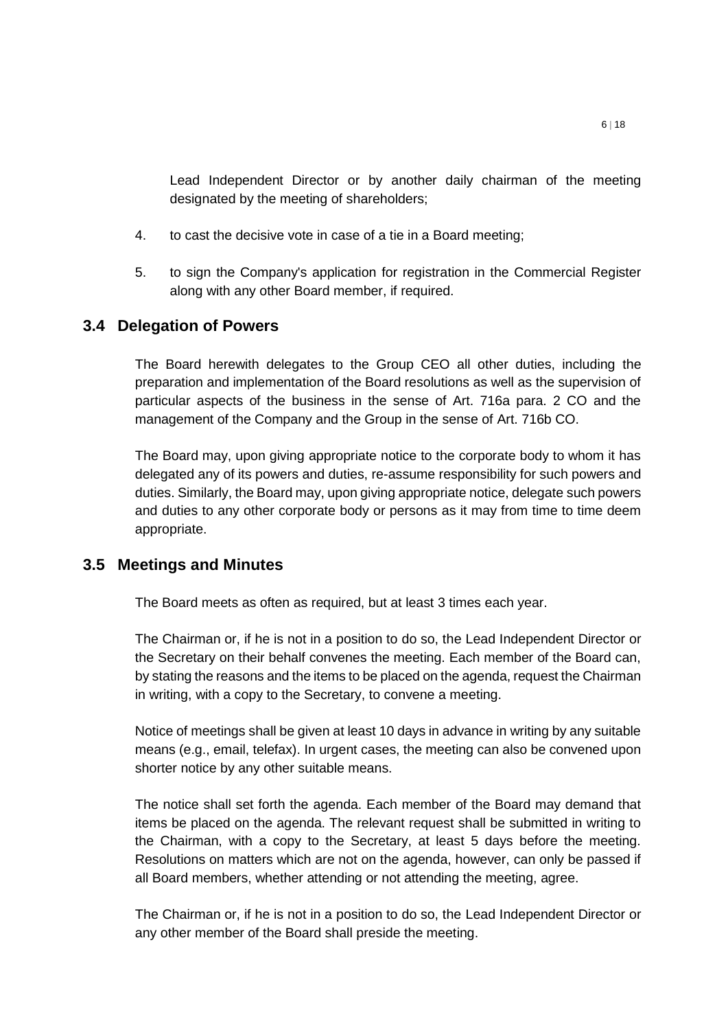Lead Independent Director or by another daily chairman of the meeting designated by the meeting of shareholders;

4. to cast the decisive vote in case of a tie in a Board meeting;

5. to sign the Company's application for registration in the Commercial Register along with any other Board member, if required.

## 3.4 Delegation of Powers

The Board herewith delegates to the Group CEO all other duties, including the preparation and implementation of the Board resolutions as well as the supervision of particular aspects of the business in the sense of Art. 716a para. 2 CO and the management of the Company and the Group in the sense of Art. 716b CO.

The Board may, upon giving appropriate notice to the corporate body to whom it has delegated any of its powers and duties, re-assume responsibility for such powers and duties. Similarly, the Board may, upon giving appropriate notice, delegate such powers and duties to any other corporate body or persons as it may from time to time deem appropriate.

## 3.5 Meetings and Minutes

The Board meets as often as required, but at least 3 times each year.

The Chairman or, if he is not in a position to do so, the Lead Independent Director or the Secretary on their behalf convenes the meeting. Each member of the Board can, by stating the reasons and the items to be placed on the agenda, request the Chairman in writing, with a copy to the Secretary, to convene a meeting.

Notice of meetings shall be given at least 10 days in advance in writing by any suitable means (e.g., email, telefax). In urgent cases, the meeting can also be convened upon shorter notice by any other suitable means.

The notice shall set forth the agenda. Each member of the Board may demand that items be placed on the agenda. The relevant request shall be submitted in writing to the Chairman, with a copy to the Secretary, at least 5 days before the meeting. Resolutions on matters which are not on the agenda, however, can only be passed if all Board members, whether attending or not attending the meeting, agree.

The Chairman or, if he is not in a position to do so, the Lead Independent Director or any other member of the Board shall preside the meeting.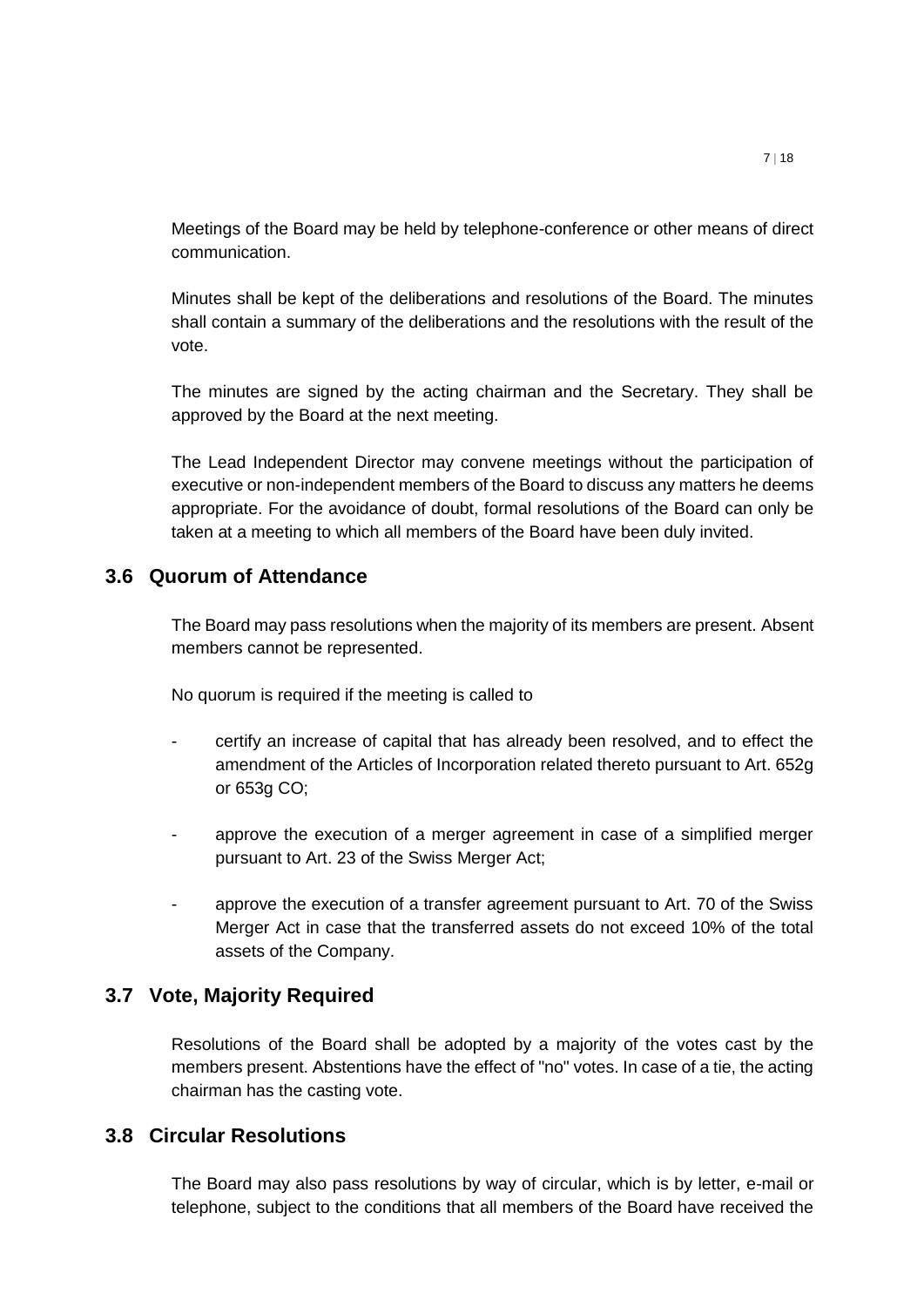Meetings of the Board may be held by telephone-conference or other means of direct communication.

Minutes shall be kept of the deliberations and resolutions of the Board. The minutes shall contain a summary of the deliberations and the resolutions with the result of the vote.

The minutes are signed by the acting chairman and the Secretary. They shall be approved by the Board at the next meeting.

The Lead Independent Director may convene meetings without the participation of executive or non-independent members of the Board to discuss any matters he deems appropriate. For the avoidance of doubt, formal resolutions of the Board can only be taken at a meeting to which all members of the Board have been duly invited.

## 3.6 Quorum of Attendance

The Board may pass resolutions when the majority of its members are present. Absent members cannot be represented.

No quorum is required if the meeting is called to

- certify an increase of capital that has already been resolved, and to effect the amendment of the Articles of Incorporation related thereto pursuant to Art. 652g or 653g CO;
- approve the execution of a merger agreement in case of a simplified merger pursuant to Art. 23 of the Swiss Merger Act;
- approve the execution of a transfer agreement pursuant to Art. 70 of the Swiss Merger Act in case that the transferred assets do not exceed 10% of the total assets of the Company.

## 3.7 Vote, Majority Required

Resolutions of the Board shall be adopted by a majority of the votes cast by the members present. Abstentions have the effect of "no" votes. In case of a tie, the acting chairman has the casting vote.

## 3.8 Circular Resolutions

The Board may also pass resolutions by way of circular, which is by letter, e-mail or telephone, subject to the conditions that all members of the Board have received the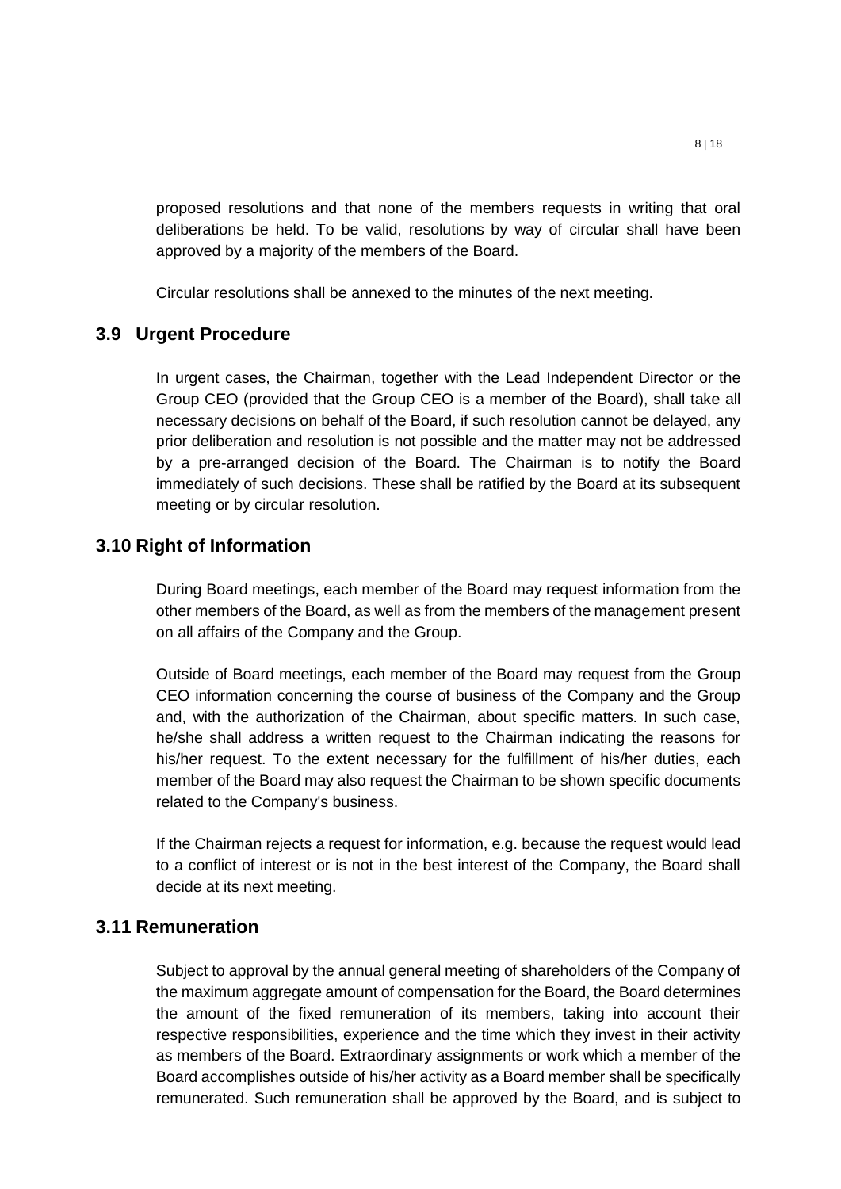proposed resolutions and that none of the members requests in writing that oral deliberations be held. To be valid, resolutions by way of circular shall have been approved by a majority of the members of the Board.

Circular resolutions shall be annexed to the minutes of the next meeting.

## 3.9 Urgent Procedure

In urgent cases, the Chairman, together with the Lead Independent Director or the Group CEO (provided that the Group CEO is a member of the Board), shall take all necessary decisions on behalf of the Board, if such resolution cannot be delayed, any prior deliberation and resolution is not possible and the matter may not be addressed by a pre-arranged decision of the Board. The Chairman is to notify the Board immediately of such decisions. These shall be ratified by the Board at its subsequent meeting or by circular resolution.

## 3.10 Right of Information

During Board meetings, each member of the Board may request information from the other members of the Board, as well as from the members of the management present on all affairs of the Company and the Group.

Outside of Board meetings, each member of the Board may request from the Group CEO information concerning the course of business of the Company and the Group and, with the authorization of the Chairman, about specific matters. In such case, he/she shall address a written request to the Chairman indicating the reasons for his/her request. To the extent necessary for the fulfillment of his/her duties, each member of the Board may also request the Chairman to be shown specific documents related to the Company's business.

If the Chairman rejects a request for information, e.g. because the request would lead to a conflict of interest or is not in the best interest of the Company, the Board shall decide at its next meeting.

## 3.11 Remuneration

Subject to approval by the annual general meeting of shareholders of the Company of the maximum aggregate amount of compensation for the Board, the Board determines the amount of the fixed remuneration of its members, taking into account their respective responsibilities, experience and the time which they invest in their activity as members of the Board. Extraordinary assignments or work which a member of the Board accomplishes outside of his/her activity as a Board member shall be specifically remunerated. Such remuneration shall be approved by the Board, and is subject to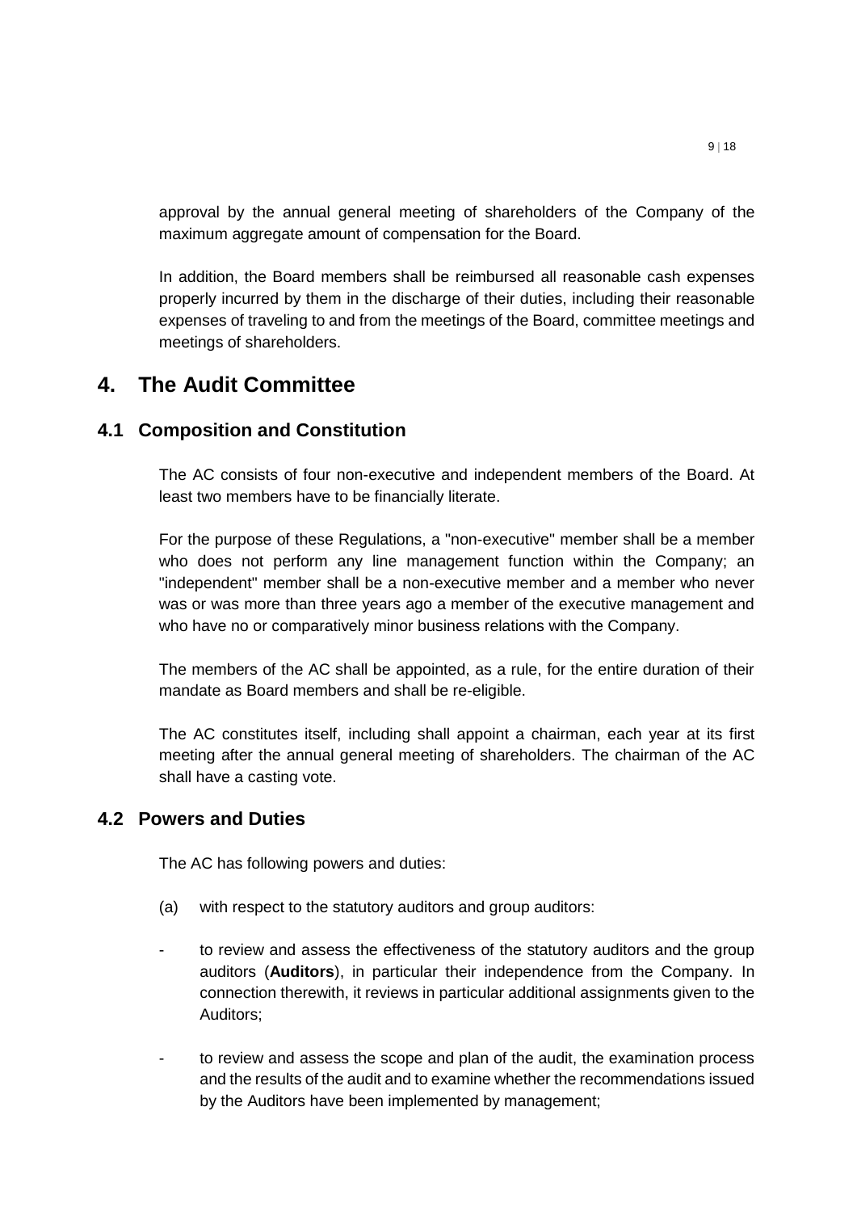approval by the annual general meeting of shareholders of the Company of the maximum aggregate amount of compensation for the Board.

In addition, the Board members shall be reimbursed all reasonable cash expenses properly incurred by them in the discharge of their duties, including their reasonable expenses of traveling to and from the meetings of the Board, committee meetings and meetings of shareholders.

# 4. The Audit Committee

## 4.1 Composition and Constitution

The AC consists of four non-executive and independent members of the Board. At least two members have to be financially literate.

For the purpose of these Regulations, a "non-executive" member shall be a member who does not perform any line management function within the Company; an "independent" member shall be a non-executive member and a member who never was or was more than three years ago a member of the executive management and who have no or comparatively minor business relations with the Company.

The members of the AC shall be appointed, as a rule, for the entire duration of their mandate as Board members and shall be re-eligible.

The AC constitutes itself, including shall appoint a chairman, each year at its first meeting after the annual general meeting of shareholders. The chairman of the AC shall have a casting vote.

## 4.2 Powers and Duties

The AC has following powers and duties:

(a) with respect to the statutory auditors and group auditors:

- to review and assess the effectiveness of the statutory auditors and the group auditors (**Auditors**), in particular their independence from the Company. In connection therewith, it reviews in particular additional assignments given to the Auditors;
- to review and assess the scope and plan of the audit, the examination process and the results of the audit and to examine whether the recommendations issued by the Auditors have been implemented by management;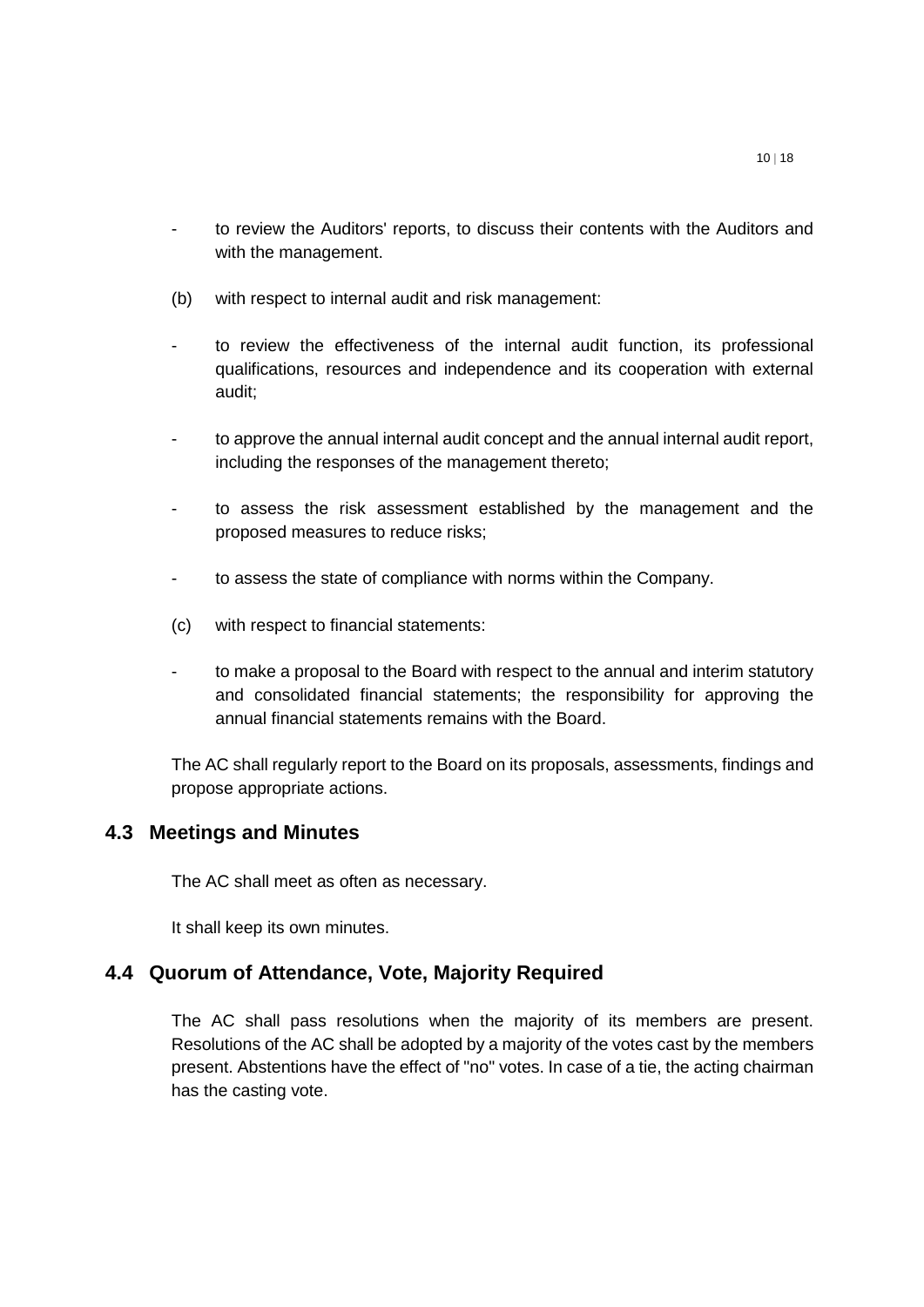- to review the Auditors' reports, to discuss their contents with the Auditors and with the management.

(b) with respect to internal audit and risk management:

- to review the effectiveness of the internal audit function, its professional qualifications, resources and independence and its cooperation with external audit;
- to approve the annual internal audit concept and the annual internal audit report, including the responses of the management thereto;
- to assess the risk assessment established by the management and the proposed measures to reduce risks;
- to assess the state of compliance with norms within the Company.

(c) with respect to financial statements:

- to make a proposal to the Board with respect to the annual and interim statutory and consolidated financial statements; the responsibility for approving the annual financial statements remains with the Board.

The AC shall regularly report to the Board on its proposals, assessments, findings and propose appropriate actions.

## 4.3 Meetings and Minutes

The AC shall meet as often as necessary.

It shall keep its own minutes.

## 4.4 Quorum of Attendance, Vote, Majority Required

The AC shall pass resolutions when the majority of its members are present. Resolutions of the AC shall be adopted by a majority of the votes cast by the members present. Abstentions have the effect of "no" votes. In case of a tie, the acting chairman has the casting vote.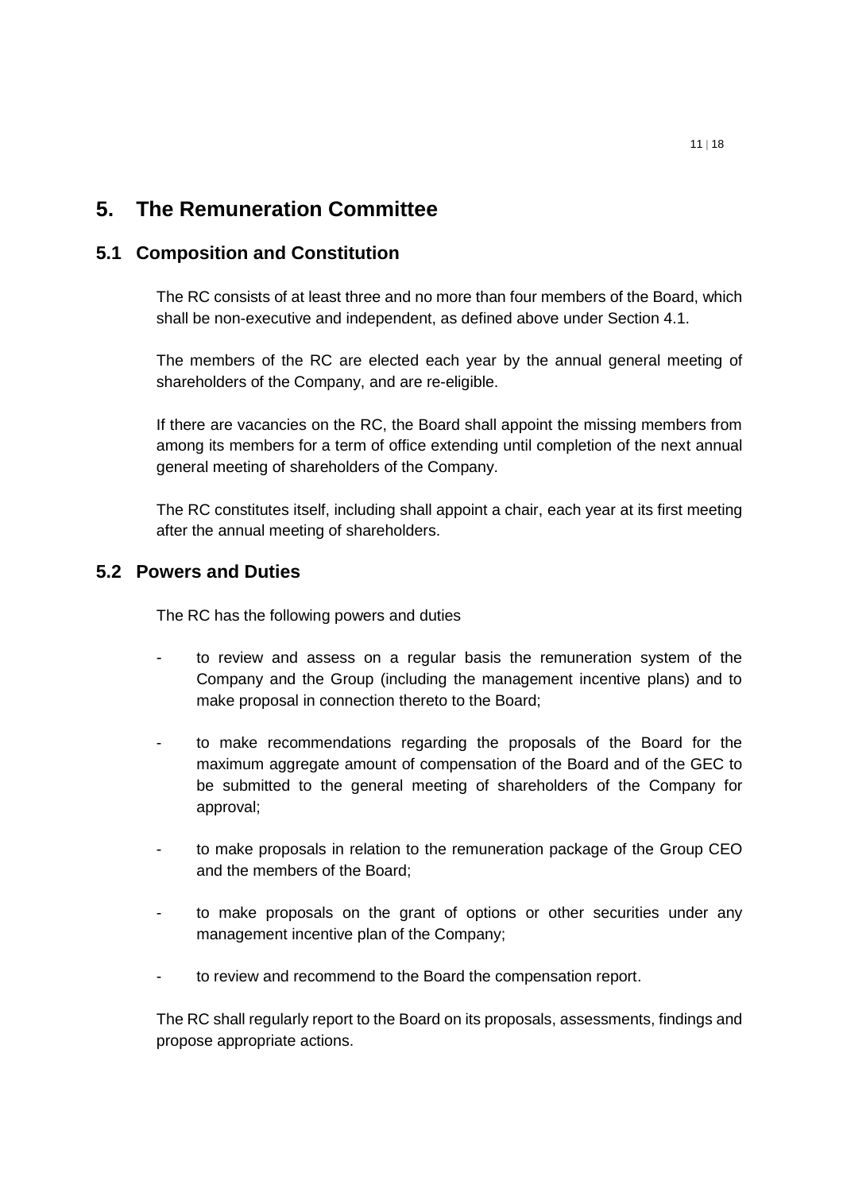# 5. The Remuneration Committee

## 5.1 Composition and Constitution

The RC consists of at least three and no more than four members of the Board, which shall be non-executive and independent, as defined above under Section 4.1.

The members of the RC are elected each year by the annual general meeting of shareholders of the Company, and are re-eligible.

If there are vacancies on the RC, the Board shall appoint the missing members from among its members for a term of office extending until completion of the next annual general meeting of shareholders of the Company.

The RC constitutes itself, including shall appoint a chair, each year at its first meeting after the annual meeting of shareholders.

## 5.2 Powers and Duties

The RC has the following powers and duties

- to review and assess on a regular basis the remuneration system of the Company and the Group (including the management incentive plans) and to make proposal in connection thereto to the Board;
- to make recommendations regarding the proposals of the Board for the maximum aggregate amount of compensation of the Board and of the GEC to be submitted to the general meeting of shareholders of the Company for approval;
- to make proposals in relation to the remuneration package of the Group CEO and the members of the Board;
- to make proposals on the grant of options or other securities under any management incentive plan of the Company;
- to review and recommend to the Board the compensation report.

The RC shall regularly report to the Board on its proposals, assessments, findings and propose appropriate actions.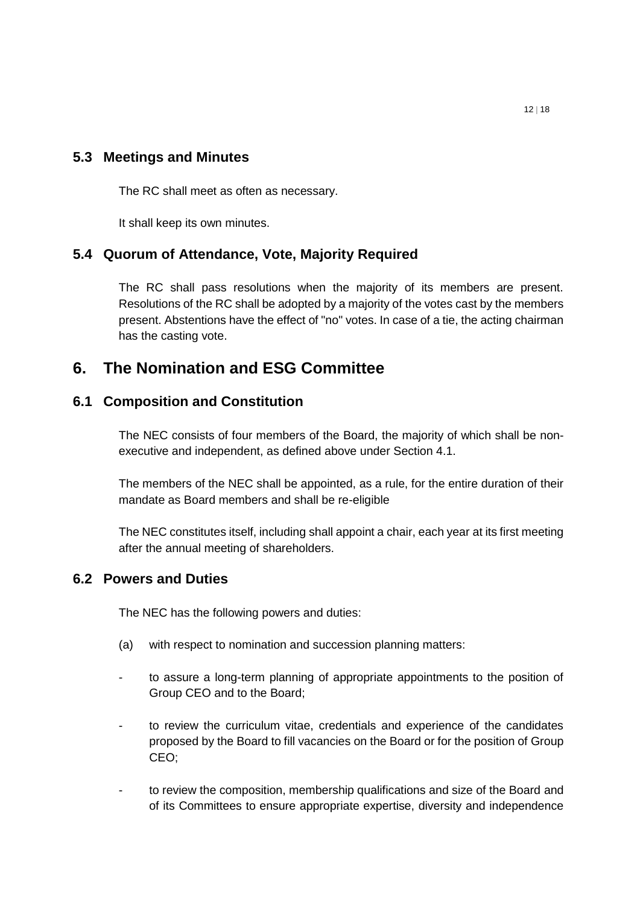## 5.3 Meetings and Minutes

The RC shall meet as often as necessary.

It shall keep its own minutes.

## 5.4 Quorum of Attendance, Vote, Majority Required

The RC shall pass resolutions when the majority of its members are present. Resolutions of the RC shall be adopted by a majority of the votes cast by the members present. Abstentions have the effect of "no" votes. In case of a tie, the acting chairman has the casting vote.

# 6. The Nomination and ESG Committee

## 6.1 Composition and Constitution

The NEC consists of four members of the Board, the majority of which shall be non-executive and independent, as defined above under Section 4.1.

The members of the NEC shall be appointed, as a rule, for the entire duration of their mandate as Board members and shall be re-eligible

The NEC constitutes itself, including shall appoint a chair, each year at its first meeting after the annual meeting of shareholders.

## 6.2 Powers and Duties

The NEC has the following powers and duties:

(a) with respect to nomination and succession planning matters:

- to assure a long-term planning of appropriate appointments to the position of Group CEO and to the Board;
- to review the curriculum vitae, credentials and experience of the candidates proposed by the Board to fill vacancies on the Board or for the position of Group CEO;
- to review the composition, membership qualifications and size of the Board and of its Committees to ensure appropriate expertise, diversity and independence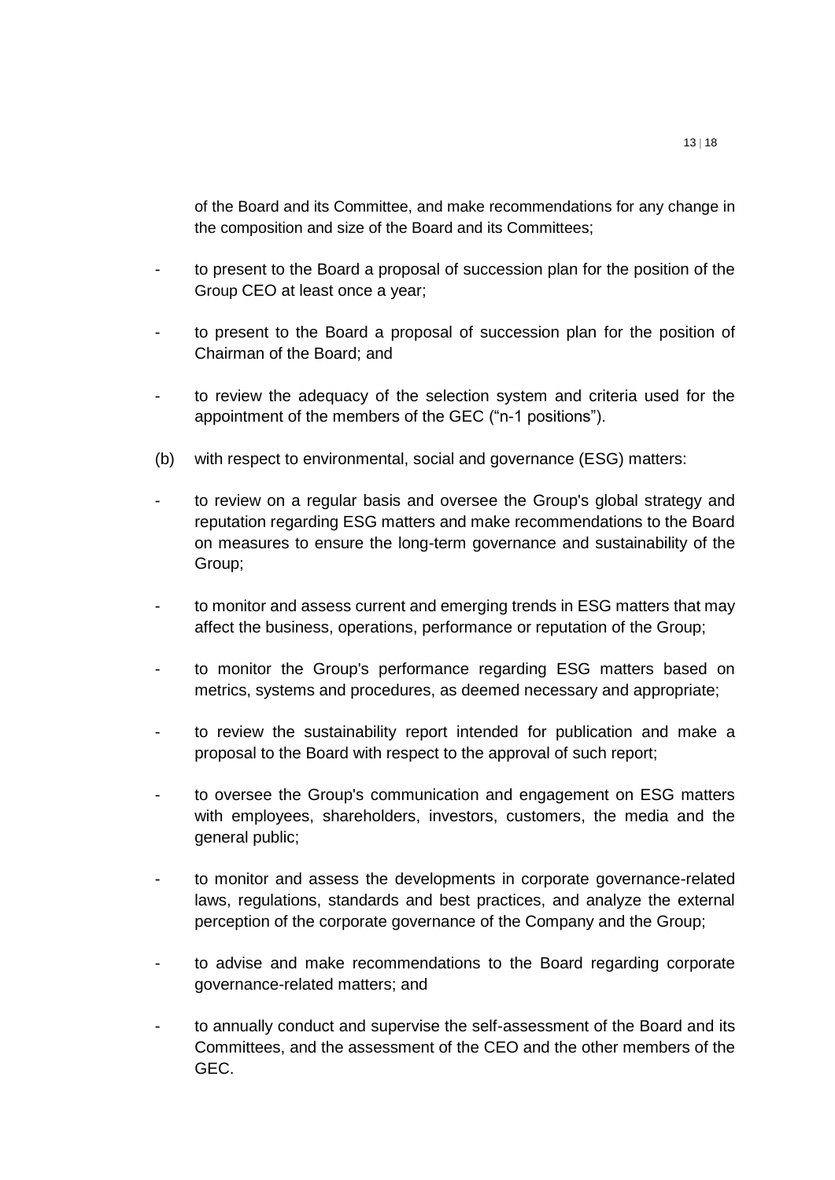of the Board and its Committee, and make recommendations for any change in the composition and size of the Board and its Committees;

- to present to the Board a proposal of succession plan for the position of the Group CEO at least once a year;
- to present to the Board a proposal of succession plan for the position of Chairman of the Board; and
- to review the adequacy of the selection system and criteria used for the appointment of the members of the GEC ("n-1 positions").

(b) with respect to environmental, social and governance (ESG) matters:

- to review on a regular basis and oversee the Group's global strategy and reputation regarding ESG matters and make recommendations to the Board on measures to ensure the long-term governance and sustainability of the Group;
- to monitor and assess current and emerging trends in ESG matters that may affect the business, operations, performance or reputation of the Group;
- to monitor the Group's performance regarding ESG matters based on metrics, systems and procedures, as deemed necessary and appropriate;
- to review the sustainability report intended for publication and make a proposal to the Board with respect to the approval of such report;
- to oversee the Group's communication and engagement on ESG matters with employees, shareholders, investors, customers, the media and the general public;
- to monitor and assess the developments in corporate governance-related laws, regulations, standards and best practices, and analyze the external perception of the corporate governance of the Company and the Group;
- to advise and make recommendations to the Board regarding corporate governance-related matters; and
- to annually conduct and supervise the self-assessment of the Board and its Committees, and the assessment of the CEO and the other members of the GEC.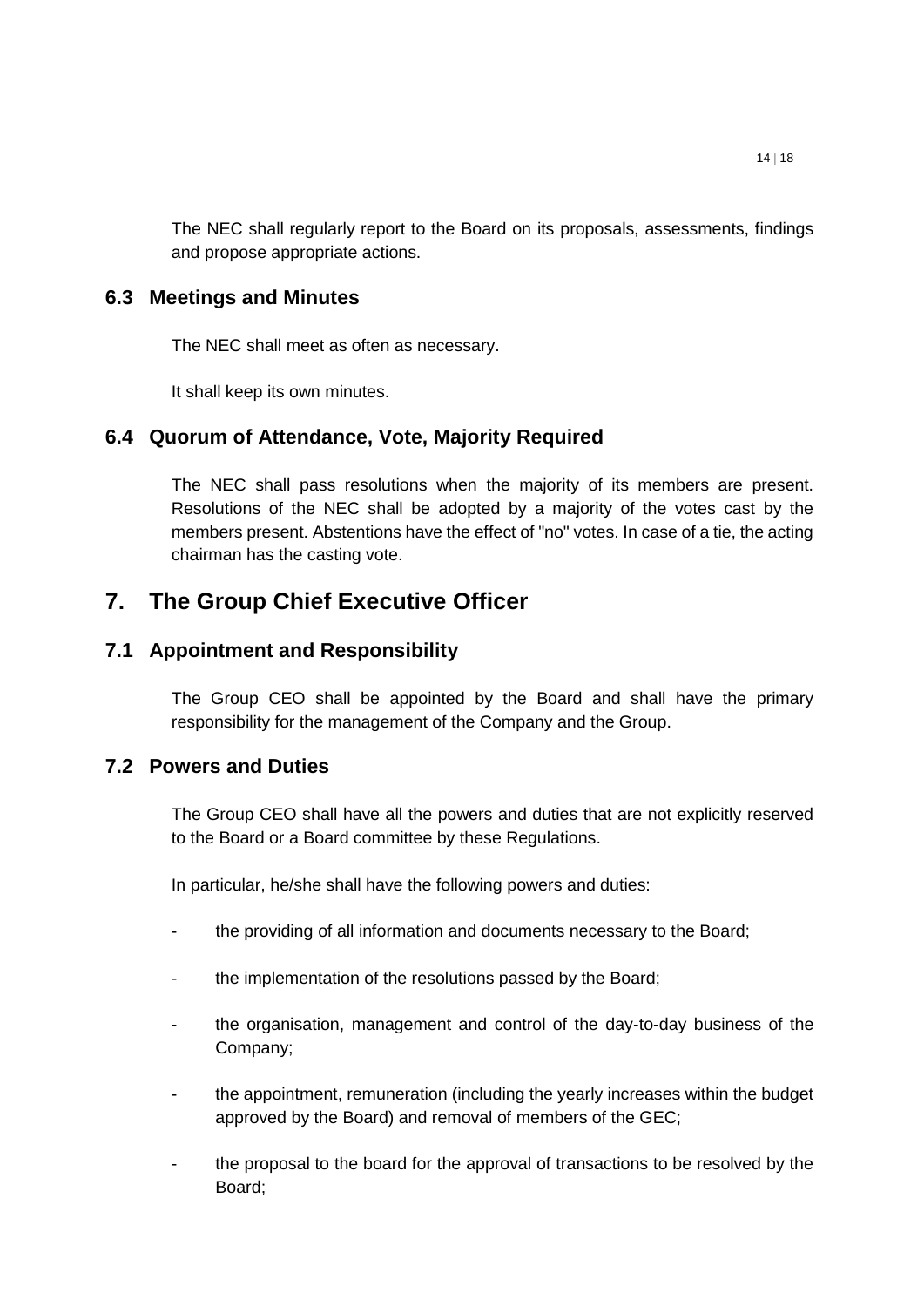The NEC shall regularly report to the Board on its proposals, assessments, findings and propose appropriate actions.

### 6.3 Meetings and Minutes

The NEC shall meet as often as necessary.

It shall keep its own minutes.

### 6.4 Quorum of Attendance, Vote, Majority Required

The NEC shall pass resolutions when the majority of its members are present. Resolutions of the NEC shall be adopted by a majority of the votes cast by the members present. Abstentions have the effect of "no" votes. In case of a tie, the acting chairman has the casting vote.

## 7. The Group Chief Executive Officer

### 7.1 Appointment and Responsibility

The Group CEO shall be appointed by the Board and shall have the primary responsibility for the management of the Company and the Group.

### 7.2 Powers and Duties

The Group CEO shall have all the powers and duties that are not explicitly reserved to the Board or a Board committee by these Regulations.

In particular, he/she shall have the following powers and duties:

- the providing of all information and documents necessary to the Board;
- the implementation of the resolutions passed by the Board;
- the organisation, management and control of the day-to-day business of the Company;
- the appointment, remuneration (including the yearly increases within the budget approved by the Board) and removal of members of the GEC;
- the proposal to the board for the approval of transactions to be resolved by the Board;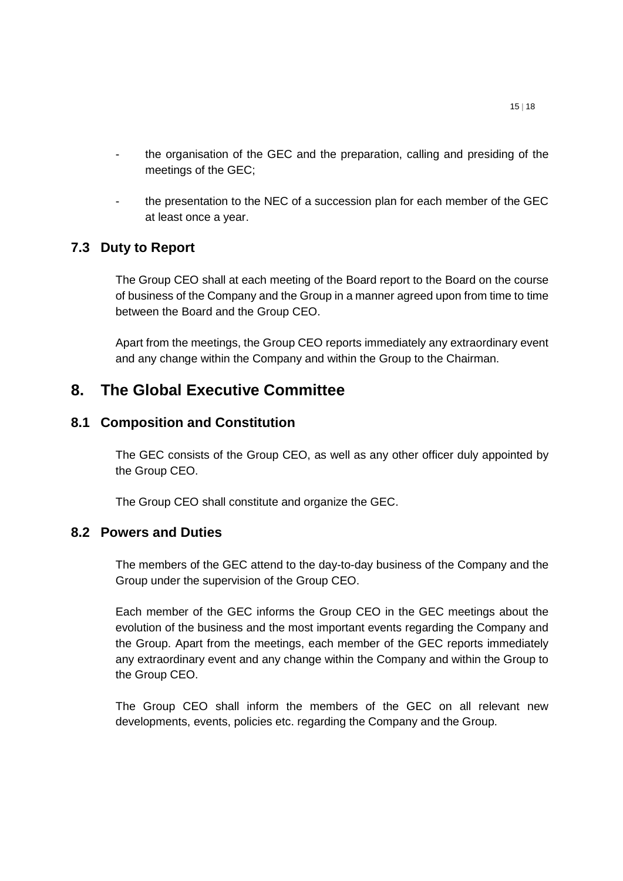- the organisation of the GEC and the preparation, calling and presiding of the meetings of the GEC;
- the presentation to the NEC of a succession plan for each member of the GEC at least once a year.

### 7.3 Duty to Report

The Group CEO shall at each meeting of the Board report to the Board on the course of business of the Company and the Group in a manner agreed upon from time to time between the Board and the Group CEO.

Apart from the meetings, the Group CEO reports immediately any extraordinary event and any change within the Company and within the Group to the Chairman.

## 8. The Global Executive Committee

### 8.1 Composition and Constitution

The GEC consists of the Group CEO, as well as any other officer duly appointed by the Group CEO.

The Group CEO shall constitute and organize the GEC.

### 8.2 Powers and Duties

The members of the GEC attend to the day-to-day business of the Company and the Group under the supervision of the Group CEO.

Each member of the GEC informs the Group CEO in the GEC meetings about the evolution of the business and the most important events regarding the Company and the Group. Apart from the meetings, each member of the GEC reports immediately any extraordinary event and any change within the Company and within the Group to the Group CEO.

The Group CEO shall inform the members of the GEC on all relevant new developments, events, policies etc. regarding the Company and the Group.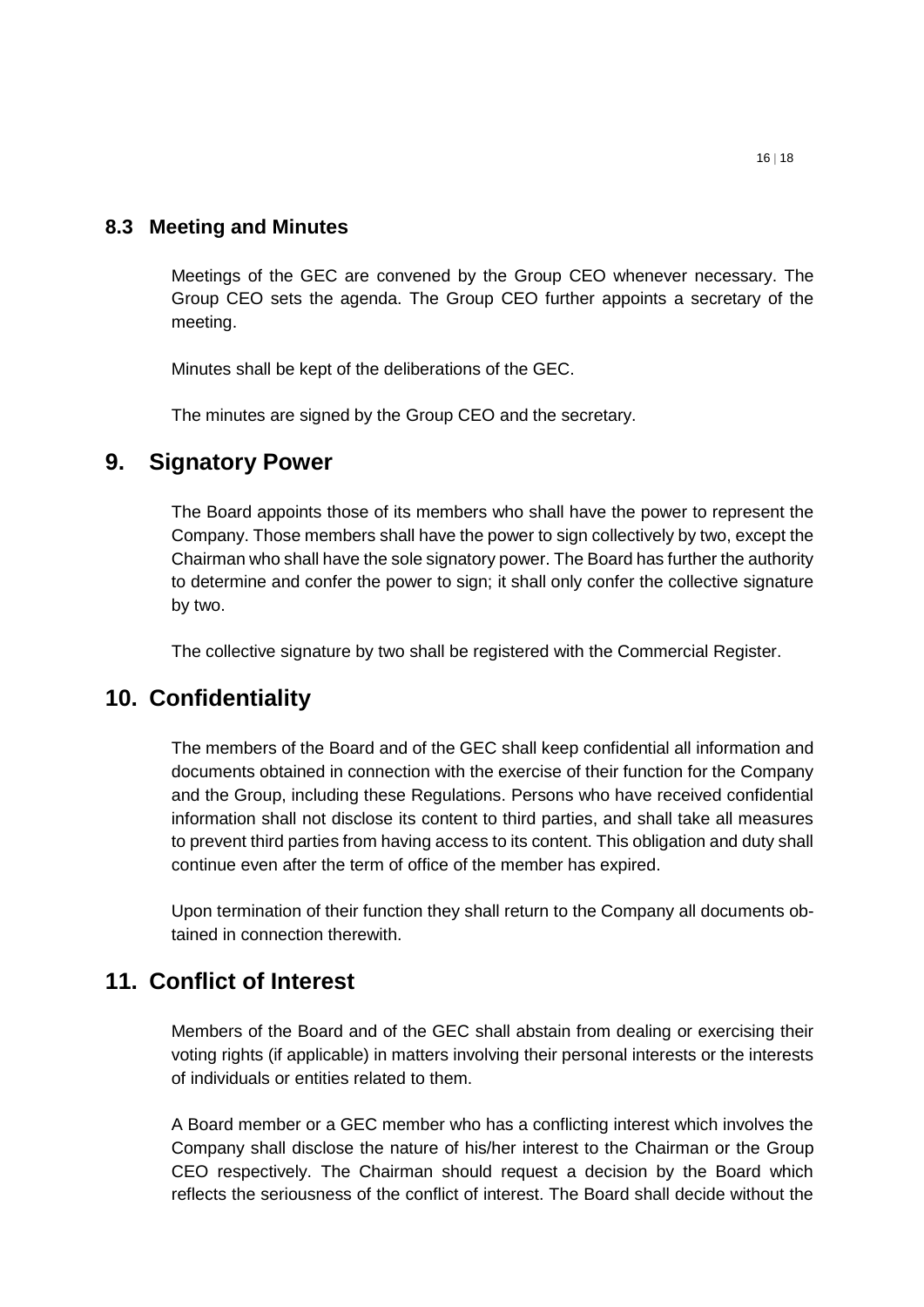### 8.3 Meeting and Minutes

Meetings of the GEC are convened by the Group CEO whenever necessary. The Group CEO sets the agenda. The Group CEO further appoints a secretary of the meeting.

Minutes shall be kept of the deliberations of the GEC.

The minutes are signed by the Group CEO and the secretary.

## 9. Signatory Power

The Board appoints those of its members who shall have the power to represent the Company. Those members shall have the power to sign collectively by two, except the Chairman who shall have the sole signatory power. The Board has further the authority to determine and confer the power to sign; it shall only confer the collective signature by two.

The collective signature by two shall be registered with the Commercial Register.

## 10. Confidentiality

The members of the Board and of the GEC shall keep confidential all information and documents obtained in connection with the exercise of their function for the Company and the Group, including these Regulations. Persons who have received confidential information shall not disclose its content to third parties, and shall take all measures to prevent third parties from having access to its content. This obligation and duty shall continue even after the term of office of the member has expired.

Upon termination of their function they shall return to the Company all documents obtained in connection therewith.

## 11. Conflict of Interest

Members of the Board and of the GEC shall abstain from dealing or exercising their voting rights (if applicable) in matters involving their personal interests or the interests of individuals or entities related to them.

A Board member or a GEC member who has a conflicting interest which involves the Company shall disclose the nature of his/her interest to the Chairman or the Group CEO respectively. The Chairman should request a decision by the Board which reflects the seriousness of the conflict of interest. The Board shall decide without the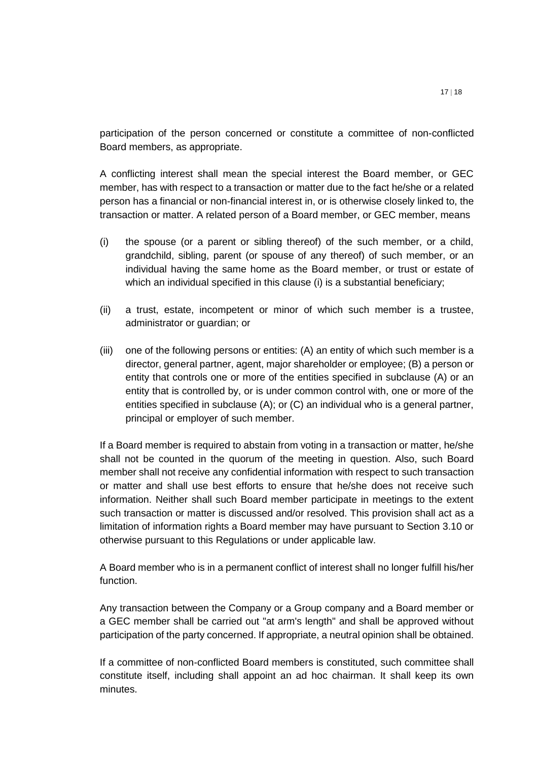participation of the person concerned or constitute a committee of non-conflicted Board members, as appropriate.

A conflicting interest shall mean the special interest the Board member, or GEC member, has with respect to a transaction or matter due to the fact he/she or a related person has a financial or non-financial interest in, or is otherwise closely linked to, the transaction or matter. A related person of a Board member, or GEC member, means

(i) the spouse (or a parent or sibling thereof) of the such member, or a child, grandchild, sibling, parent (or spouse of any thereof) of such member, or an individual having the same home as the Board member, or trust or estate of which an individual specified in this clause (i) is a substantial beneficiary;

(ii) a trust, estate, incompetent or minor of which such member is a trustee, administrator or guardian; or

(iii) one of the following persons or entities: (A) an entity of which such member is a director, general partner, agent, major shareholder or employee; (B) a person or entity that controls one or more of the entities specified in subclause (A) or an entity that is controlled by, or is under common control with, one or more of the entities specified in subclause (A); or (C) an individual who is a general partner, principal or employer of such member.

If a Board member is required to abstain from voting in a transaction or matter, he/she shall not be counted in the quorum of the meeting in question. Also, such Board member shall not receive any confidential information with respect to such transaction or matter and shall use best efforts to ensure that he/she does not receive such information. Neither shall such Board member participate in meetings to the extent such transaction or matter is discussed and/or resolved. This provision shall act as a limitation of information rights a Board member may have pursuant to Section 3.10 or otherwise pursuant to this Regulations or under applicable law.

A Board member who is in a permanent conflict of interest shall no longer fulfill his/her function.

Any transaction between the Company or a Group company and a Board member or a GEC member shall be carried out "at arm's length" and shall be approved without participation of the party concerned. If appropriate, a neutral opinion shall be obtained.

If a committee of non-conflicted Board members is constituted, such committee shall constitute itself, including shall appoint an ad hoc chairman. It shall keep its own minutes.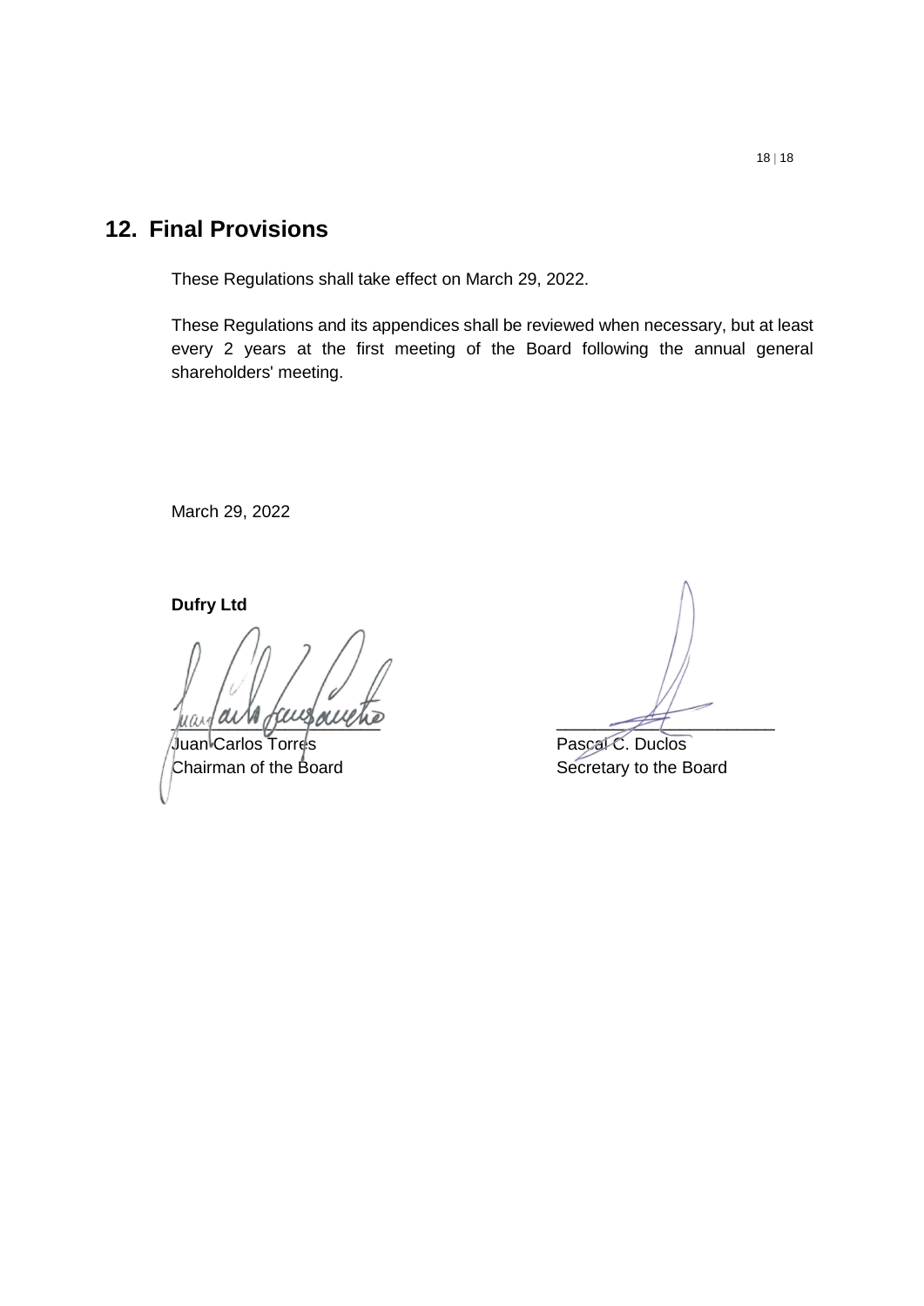## 12. Final Provisions

These Regulations shall take effect on March 29, 2022.

These Regulations and its appendices shall be reviewed when necessary, but at least every 2 years at the first meeting of the Board following the annual general shareholders' meeting.

March 29, 2022

**Dufry Ltd**

Juan Carlos Torres
Chairman of the Board

Pascal C. Duclos
Secretary to the Board